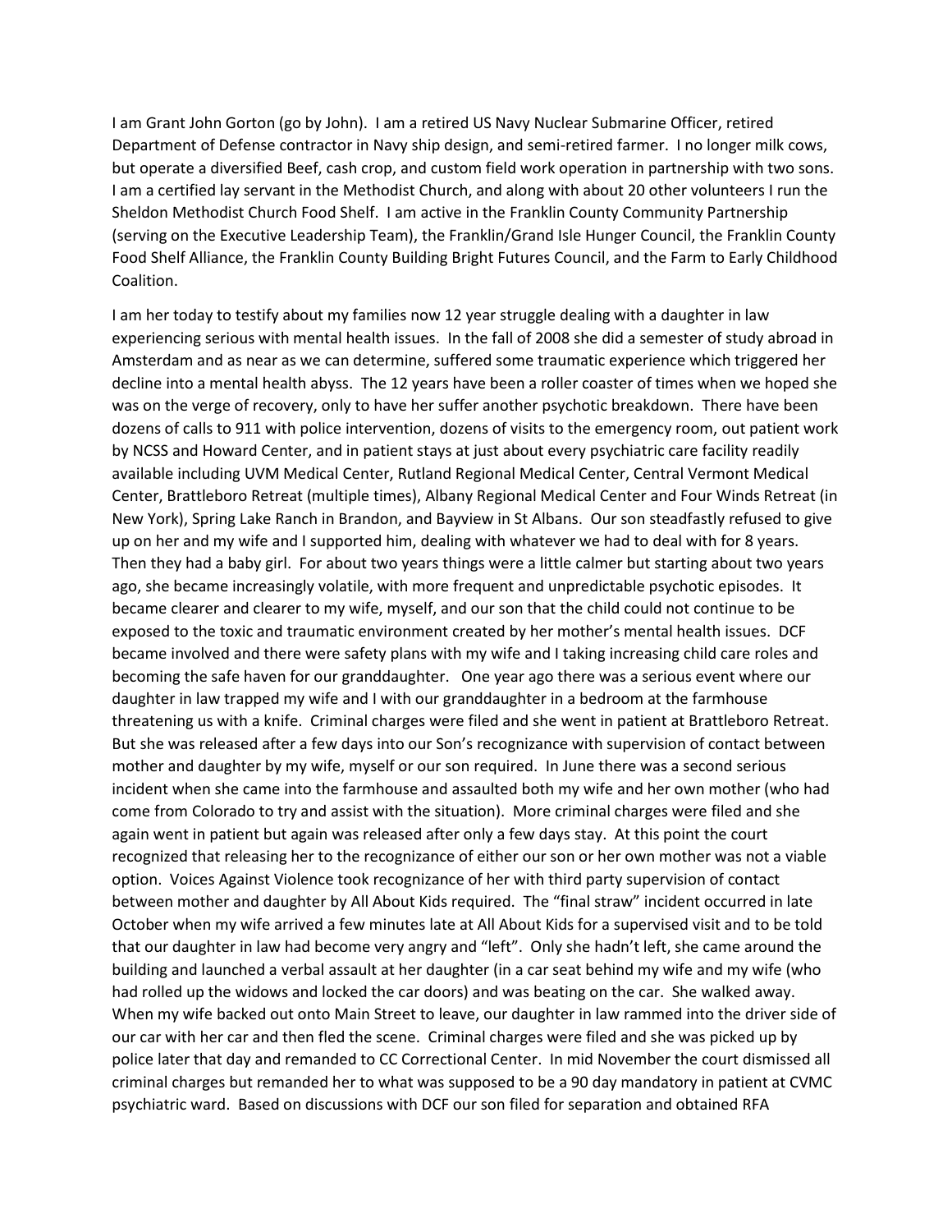I am Grant John Gorton (go by John). I am a retired US Navy Nuclear Submarine Officer, retired Department of Defense contractor in Navy ship design, and semi-retired farmer. I no longer milk cows, but operate a diversified Beef, cash crop, and custom field work operation in partnership with two sons. I am a certified lay servant in the Methodist Church, and along with about 20 other volunteers I run the Sheldon Methodist Church Food Shelf. I am active in the Franklin County Community Partnership (serving on the Executive Leadership Team), the Franklin/Grand Isle Hunger Council, the Franklin County Food Shelf Alliance, the Franklin County Building Bright Futures Council, and the Farm to Early Childhood Coalition.

I am her today to testify about my families now 12 year struggle dealing with a daughter in law experiencing serious with mental health issues. In the fall of 2008 she did a semester of study abroad in Amsterdam and as near as we can determine, suffered some traumatic experience which triggered her decline into a mental health abyss. The 12 years have been a roller coaster of times when we hoped she was on the verge of recovery, only to have her suffer another psychotic breakdown. There have been dozens of calls to 911 with police intervention, dozens of visits to the emergency room, out patient work by NCSS and Howard Center, and in patient stays at just about every psychiatric care facility readily available including UVM Medical Center, Rutland Regional Medical Center, Central Vermont Medical Center, Brattleboro Retreat (multiple times), Albany Regional Medical Center and Four Winds Retreat (in New York), Spring Lake Ranch in Brandon, and Bayview in St Albans. Our son steadfastly refused to give up on her and my wife and I supported him, dealing with whatever we had to deal with for 8 years. Then they had a baby girl. For about two years things were a little calmer but starting about two years ago, she became increasingly volatile, with more frequent and unpredictable psychotic episodes. It became clearer and clearer to my wife, myself, and our son that the child could not continue to be exposed to the toxic and traumatic environment created by her mother's mental health issues. DCF became involved and there were safety plans with my wife and I taking increasing child care roles and becoming the safe haven for our granddaughter. One year ago there was a serious event where our daughter in law trapped my wife and I with our granddaughter in a bedroom at the farmhouse threatening us with a knife. Criminal charges were filed and she went in patient at Brattleboro Retreat. But she was released after a few days into our Son's recognizance with supervision of contact between mother and daughter by my wife, myself or our son required. In June there was a second serious incident when she came into the farmhouse and assaulted both my wife and her own mother (who had come from Colorado to try and assist with the situation). More criminal charges were filed and she again went in patient but again was released after only a few days stay. At this point the court recognized that releasing her to the recognizance of either our son or her own mother was not a viable option. Voices Against Violence took recognizance of her with third party supervision of contact between mother and daughter by All About Kids required. The "final straw" incident occurred in late October when my wife arrived a few minutes late at All About Kids for a supervised visit and to be told that our daughter in law had become very angry and "left". Only she hadn't left, she came around the building and launched a verbal assault at her daughter (in a car seat behind my wife and my wife (who had rolled up the widows and locked the car doors) and was beating on the car. She walked away. When my wife backed out onto Main Street to leave, our daughter in law rammed into the driver side of our car with her car and then fled the scene. Criminal charges were filed and she was picked up by police later that day and remanded to CC Correctional Center. In mid November the court dismissed all criminal charges but remanded her to what was supposed to be a 90 day mandatory in patient at CVMC psychiatric ward. Based on discussions with DCF our son filed for separation and obtained RFA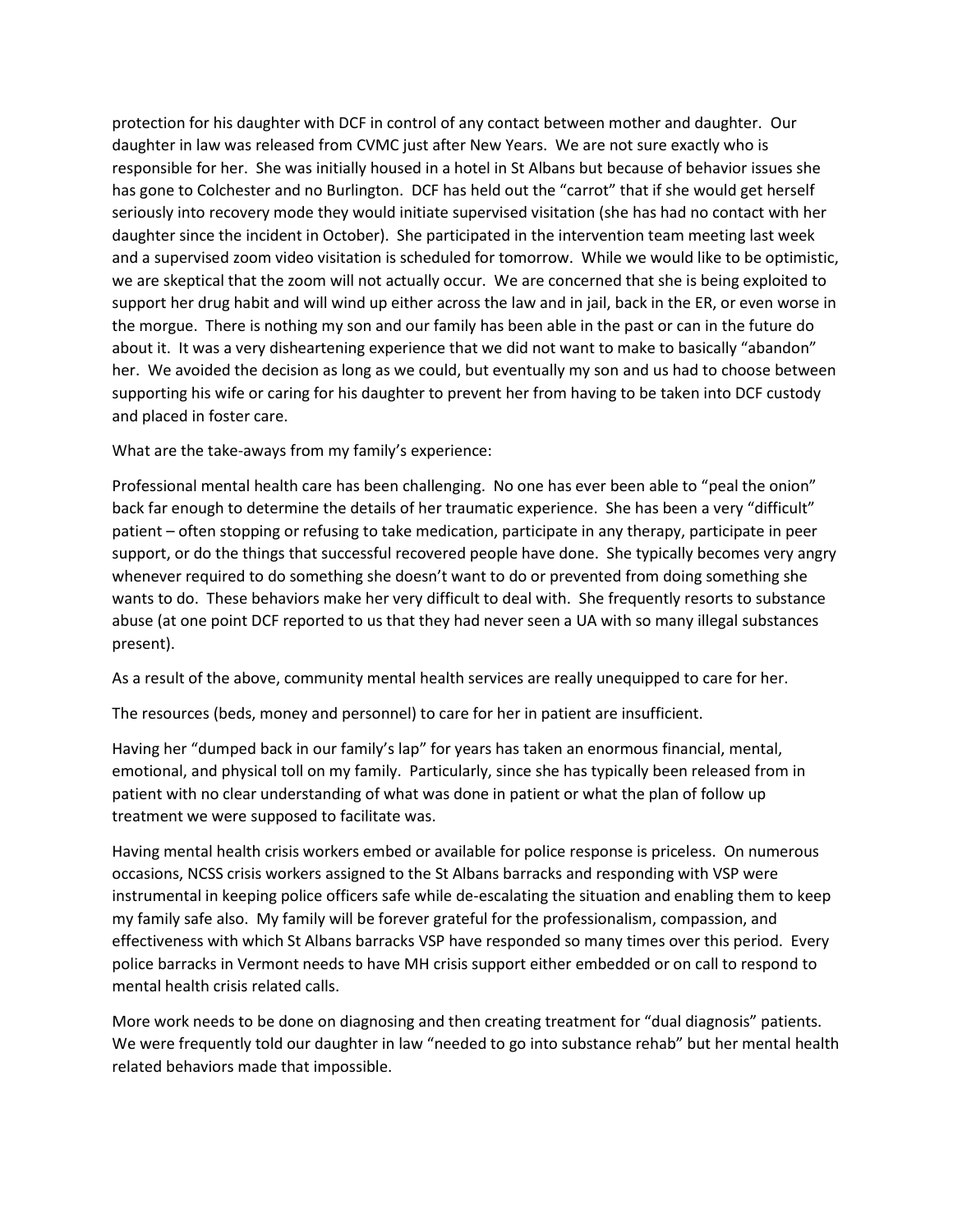protection for his daughter with DCF in control of any contact between mother and daughter. Our daughter in law was released from CVMC just after New Years. We are not sure exactly who is responsible for her. She was initially housed in a hotel in St Albans but because of behavior issues she has gone to Colchester and no Burlington. DCF has held out the "carrot" that if she would get herself seriously into recovery mode they would initiate supervised visitation (she has had no contact with her daughter since the incident in October). She participated in the intervention team meeting last week and a supervised zoom video visitation is scheduled for tomorrow. While we would like to be optimistic, we are skeptical that the zoom will not actually occur. We are concerned that she is being exploited to support her drug habit and will wind up either across the law and in jail, back in the ER, or even worse in the morgue. There is nothing my son and our family has been able in the past or can in the future do about it. It was a very disheartening experience that we did not want to make to basically "abandon" her. We avoided the decision as long as we could, but eventually my son and us had to choose between supporting his wife or caring for his daughter to prevent her from having to be taken into DCF custody and placed in foster care.

What are the take-aways from my family's experience:

Professional mental health care has been challenging. No one has ever been able to "peal the onion" back far enough to determine the details of her traumatic experience. She has been a very "difficult" patient – often stopping or refusing to take medication, participate in any therapy, participate in peer support, or do the things that successful recovered people have done. She typically becomes very angry whenever required to do something she doesn't want to do or prevented from doing something she wants to do. These behaviors make her very difficult to deal with. She frequently resorts to substance abuse (at one point DCF reported to us that they had never seen a UA with so many illegal substances present).

As a result of the above, community mental health services are really unequipped to care for her.

The resources (beds, money and personnel) to care for her in patient are insufficient.

Having her "dumped back in our family's lap" for years has taken an enormous financial, mental, emotional, and physical toll on my family. Particularly, since she has typically been released from in patient with no clear understanding of what was done in patient or what the plan of follow up treatment we were supposed to facilitate was.

Having mental health crisis workers embed or available for police response is priceless. On numerous occasions, NCSS crisis workers assigned to the St Albans barracks and responding with VSP were instrumental in keeping police officers safe while de-escalating the situation and enabling them to keep my family safe also. My family will be forever grateful for the professionalism, compassion, and effectiveness with which St Albans barracks VSP have responded so many times over this period. Every police barracks in Vermont needs to have MH crisis support either embedded or on call to respond to mental health crisis related calls.

More work needs to be done on diagnosing and then creating treatment for "dual diagnosis" patients. We were frequently told our daughter in law "needed to go into substance rehab" but her mental health related behaviors made that impossible.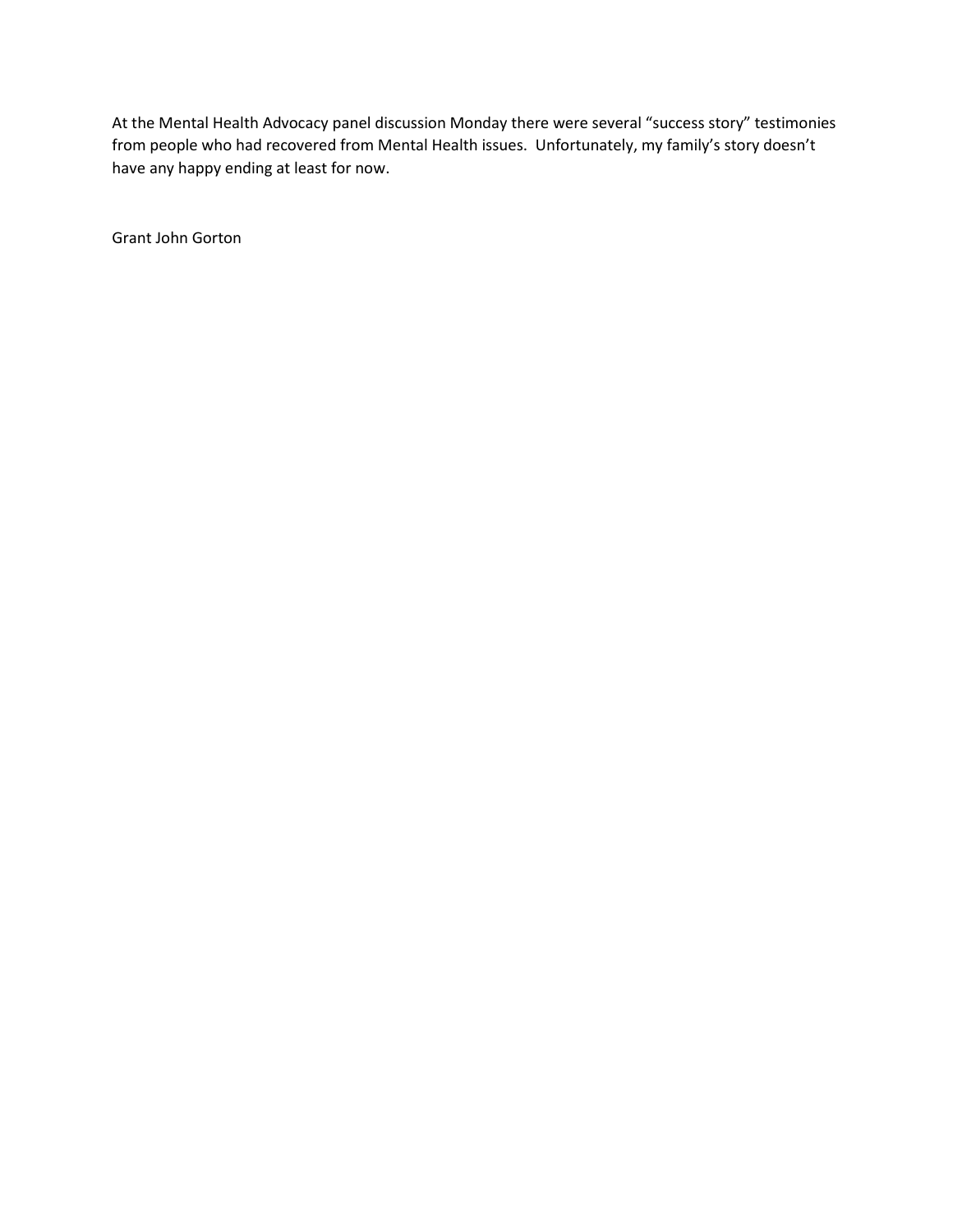At the Mental Health Advocacy panel discussion Monday there were several "success story" testimonies from people who had recovered from Mental Health issues. Unfortunately, my family's story doesn't have any happy ending at least for now.

Grant John Gorton